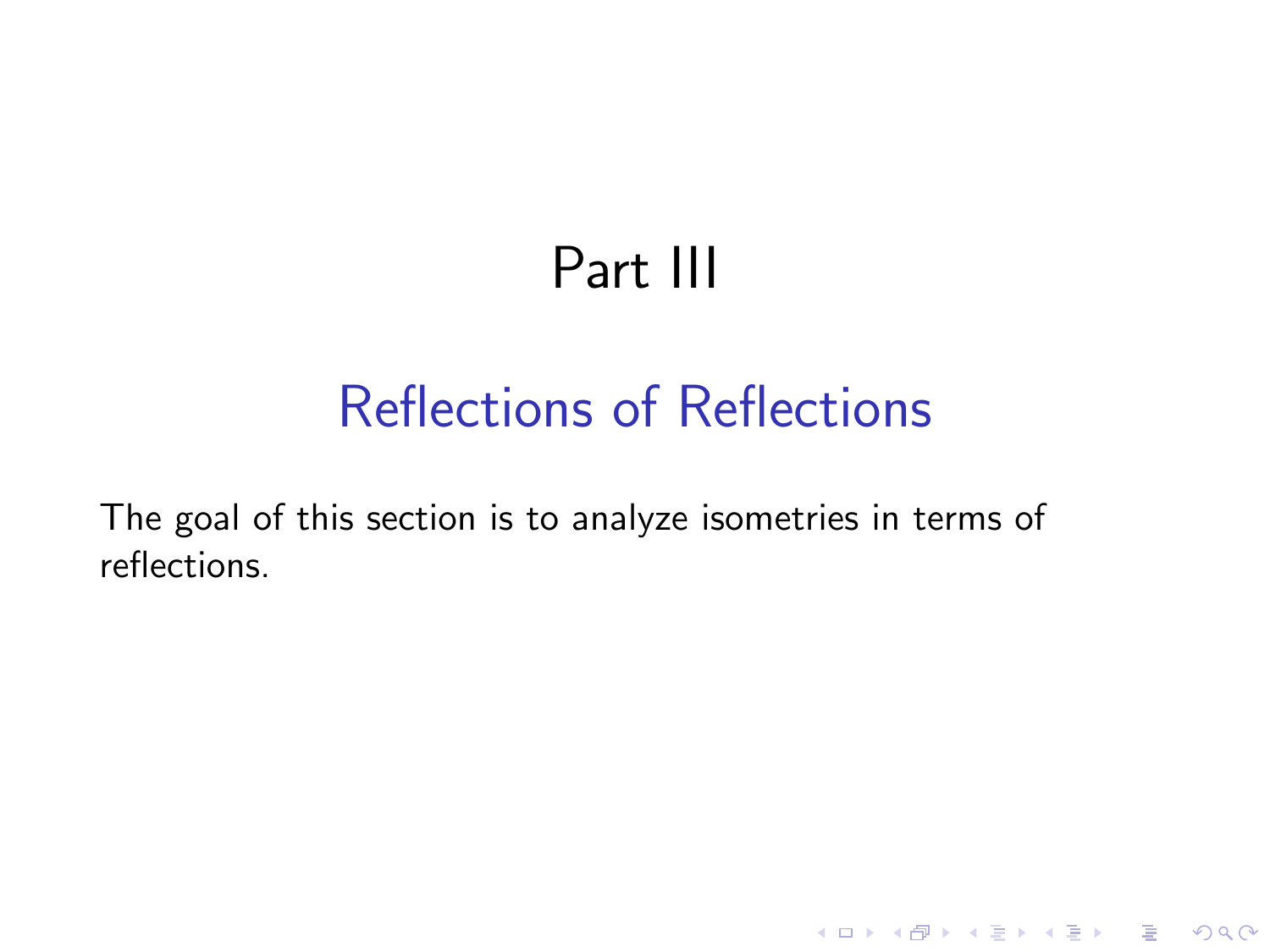# Part III

## Reflections of Reflections

The goal of this section is to analyze isometries in terms of reflections.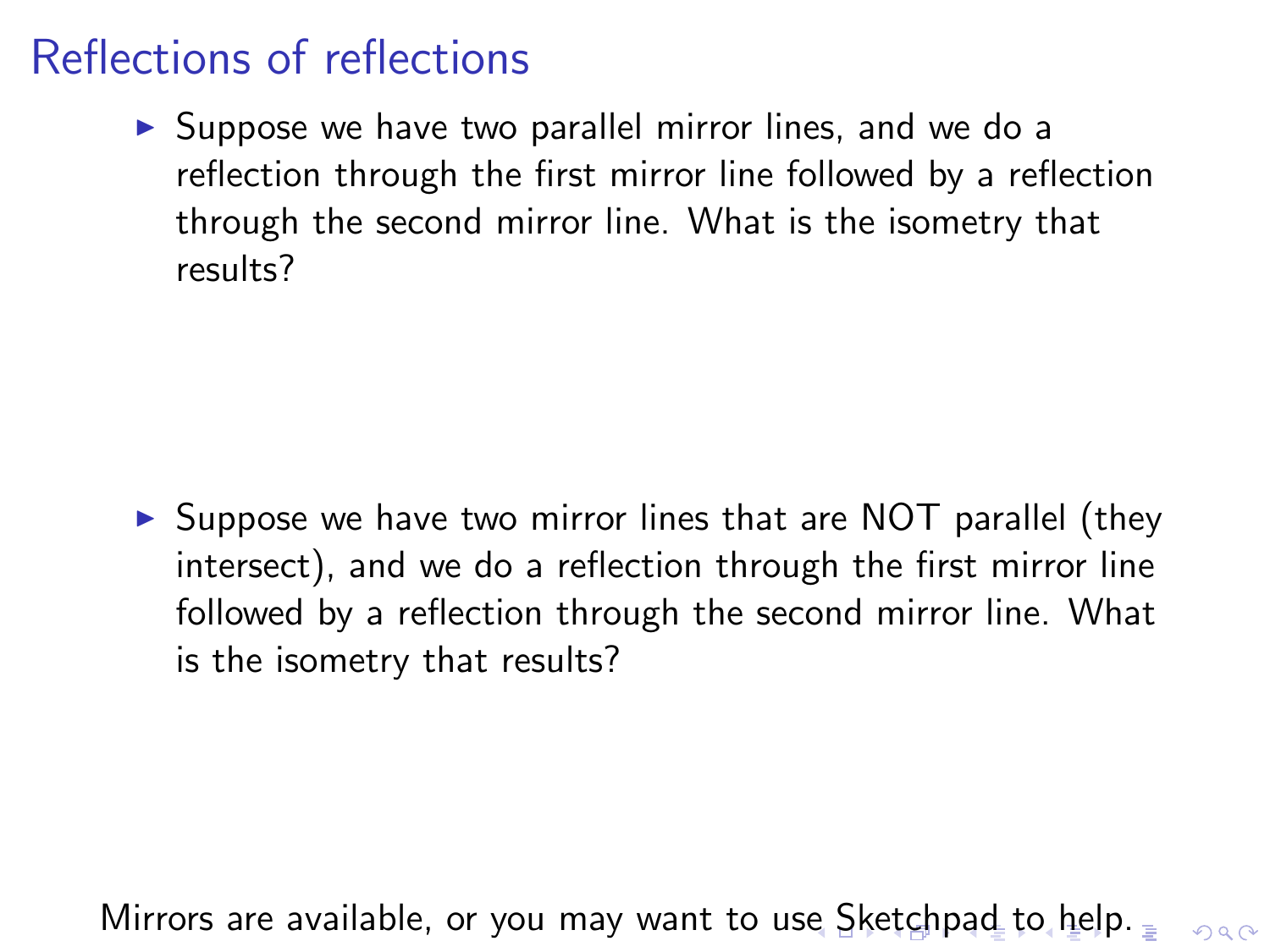# Reflections of reflections

- Suppose we have two parallel mirror lines, and we do a reflection through the first mirror line followed by a reflection through the second mirror line. What is the isometry that results?

- Suppose we have two mirror lines that are NOT parallel (they intersect), and we do a reflection through the first mirror line followed by a reflection through the second mirror line. What is the isometry that results?

Mirrors are available, or you may want to use Sketchpad to help.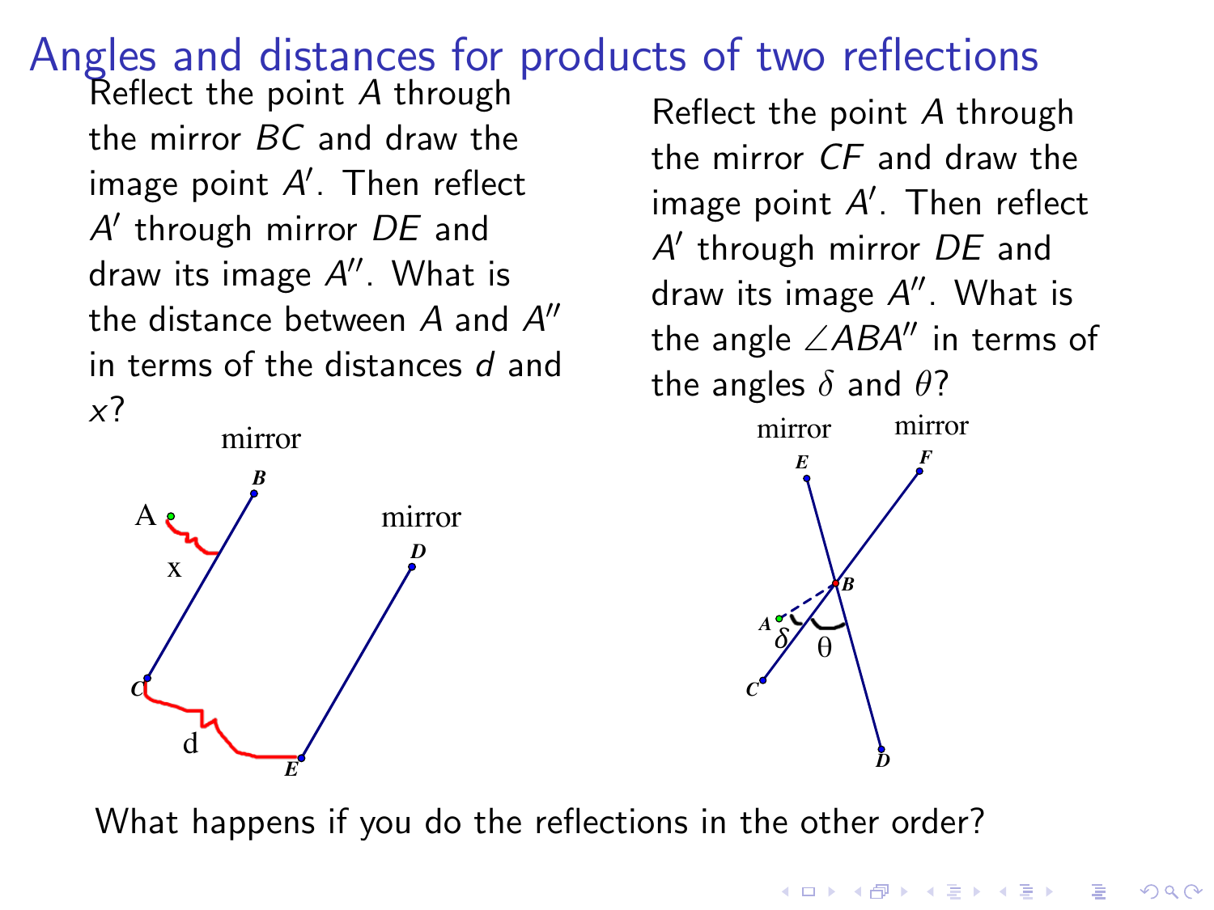# Angles and distances for products of two reflections

Reflect the point $A$ through the mirror $BC$ and draw the image point $A'$. Then reflect $A'$ through mirror $DE$ and draw its image $A''$. What is the distance between $A$ and $A''$ in terms of the distances $d$ and $x$?

Reflect the point $A$ through the mirror $CF$ and draw the image point $A'$. Then reflect $A'$ through mirror $DE$ and draw its image $A''$. What is the angle $\angle ABA''$ in terms of the angles $\delta$ and $\theta$?

What happens if you do the reflections in the other order?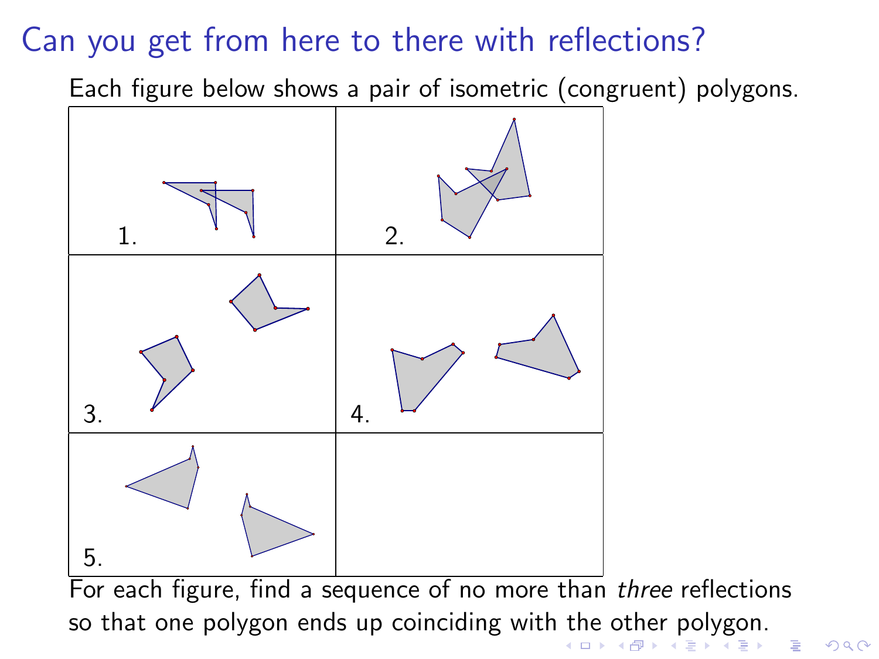# Can you get from here to there with reflections?

Each figure below shows a pair of isometric (congruent) polygons.

1.

2.

3.

4.

5.

For each figure, find a sequence of no more than *three* reflections so that one polygon ends up coinciding with the other polygon.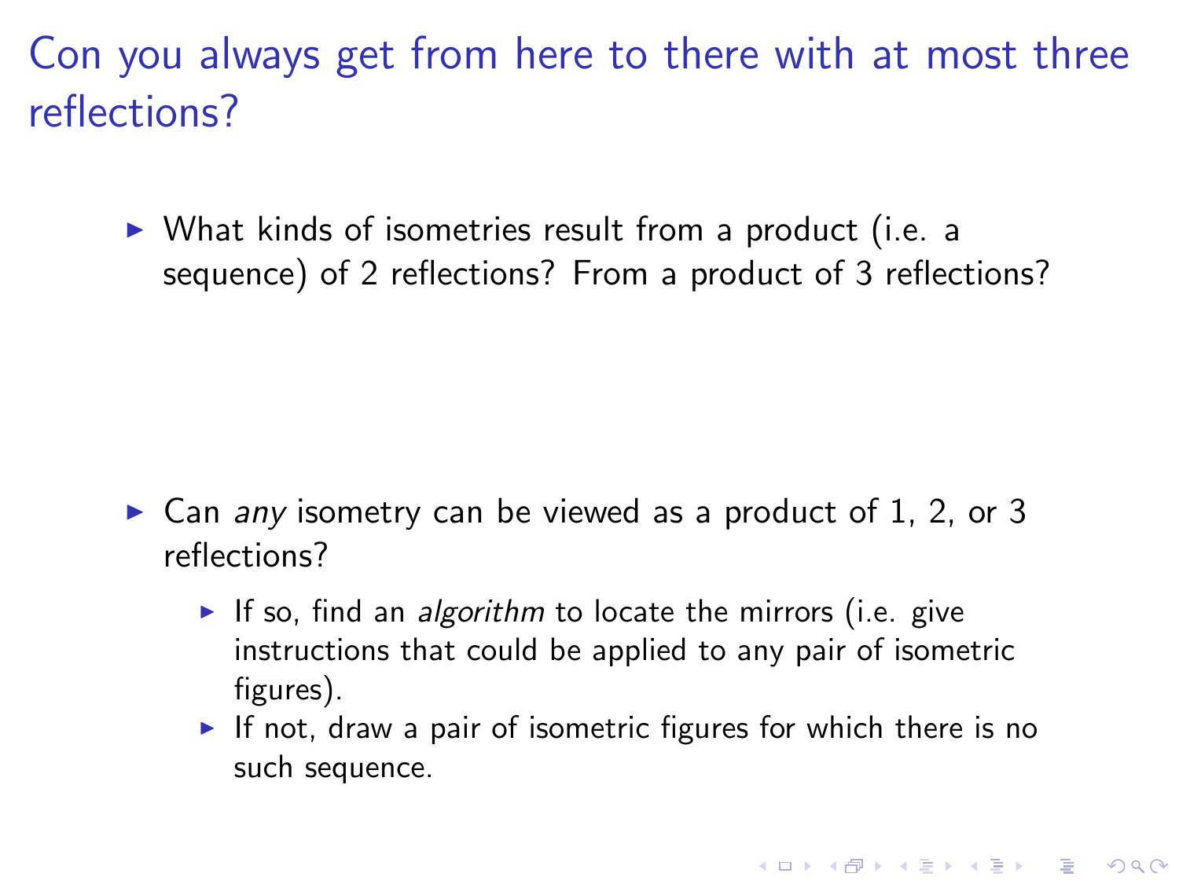# Con you always get from here to there with at most three reflections?

- What kinds of isometries result from a product (i.e. a sequence) of 2 reflections? From a product of 3 reflections?

- Can *any* isometry can be viewed as a product of 1, 2, or 3 reflections?
  - If so, find an *algorithm* to locate the mirrors (i.e. give instructions that could be applied to any pair of isometric figures).
  - If not, draw a pair of isometric figures for which there is no such sequence.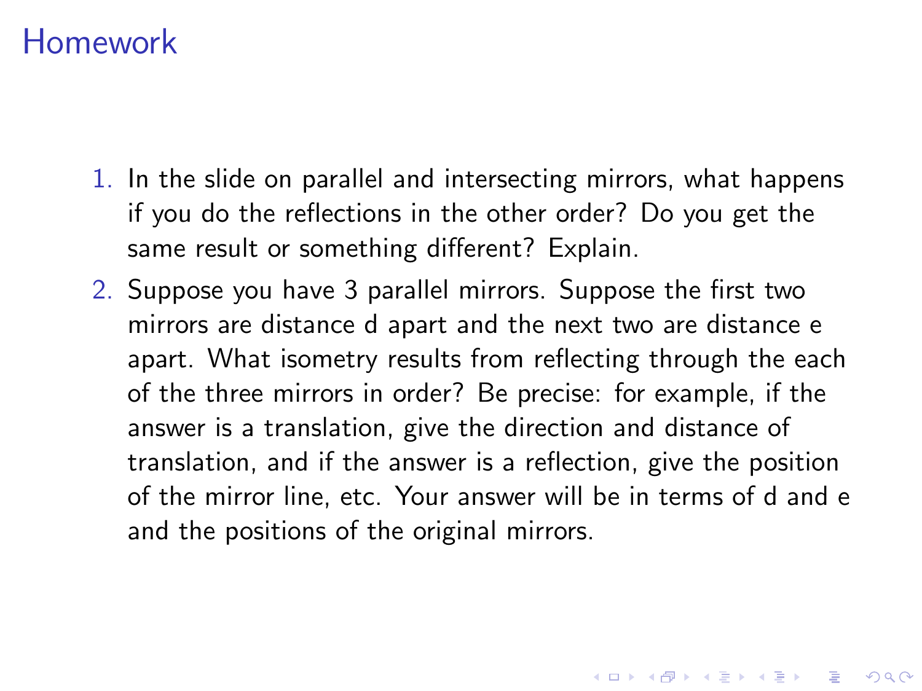# Homework

1. In the slide on parallel and intersecting mirrors, what happens if you do the reflections in the other order? Do you get the same result or something different? Explain.
2. Suppose you have 3 parallel mirrors. Suppose the first two mirrors are distance d apart and the next two are distance e apart. What isometry results from reflecting through the each of the three mirrors in order? Be precise: for example, if the answer is a translation, give the direction and distance of translation, and if the answer is a reflection, give the position of the mirror line, etc. Your answer will be in terms of d and e and the positions of the original mirrors.